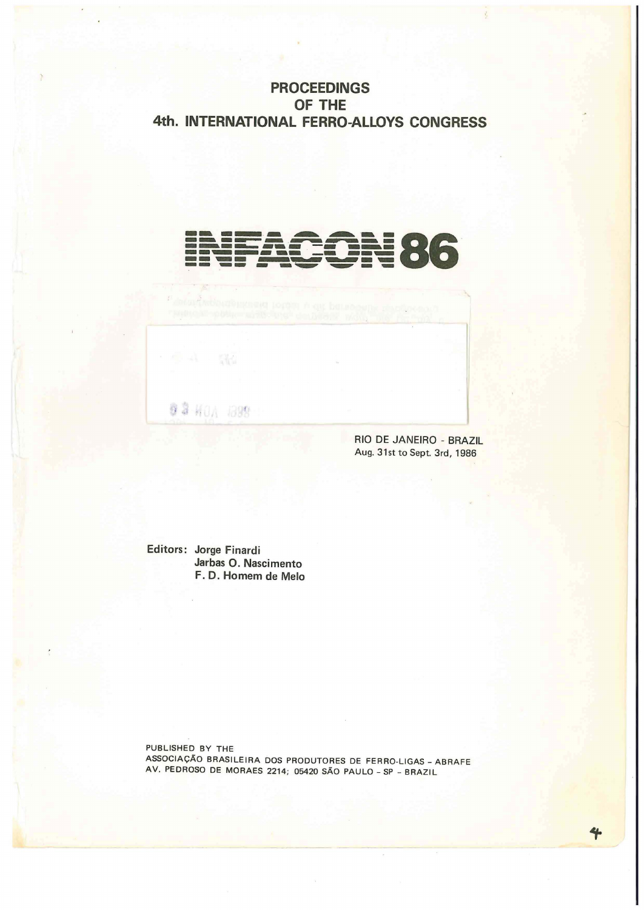# PROCEEDINGS
# OF THE
# 4th. INTERNATIONAL FERRO-ALLOYS CONGRESS

# INFACON 86

RIO DE JANEIRO - BRAZIL
Aug. 31st to Sept. 3rd, 1986

Editors: Jorge Finardi
Jarbas O. Nascimento
F. D. Homem de Melo

PUBLISHED BY THE
ASSOCIAÇÃO BRASILEIRA DOS PRODUTORES DE FERRO-LIGAS - ABRAFE
AV. PEDROSO DE MORAES 2214; 05420 SÃO PAULO - SP - BRAZIL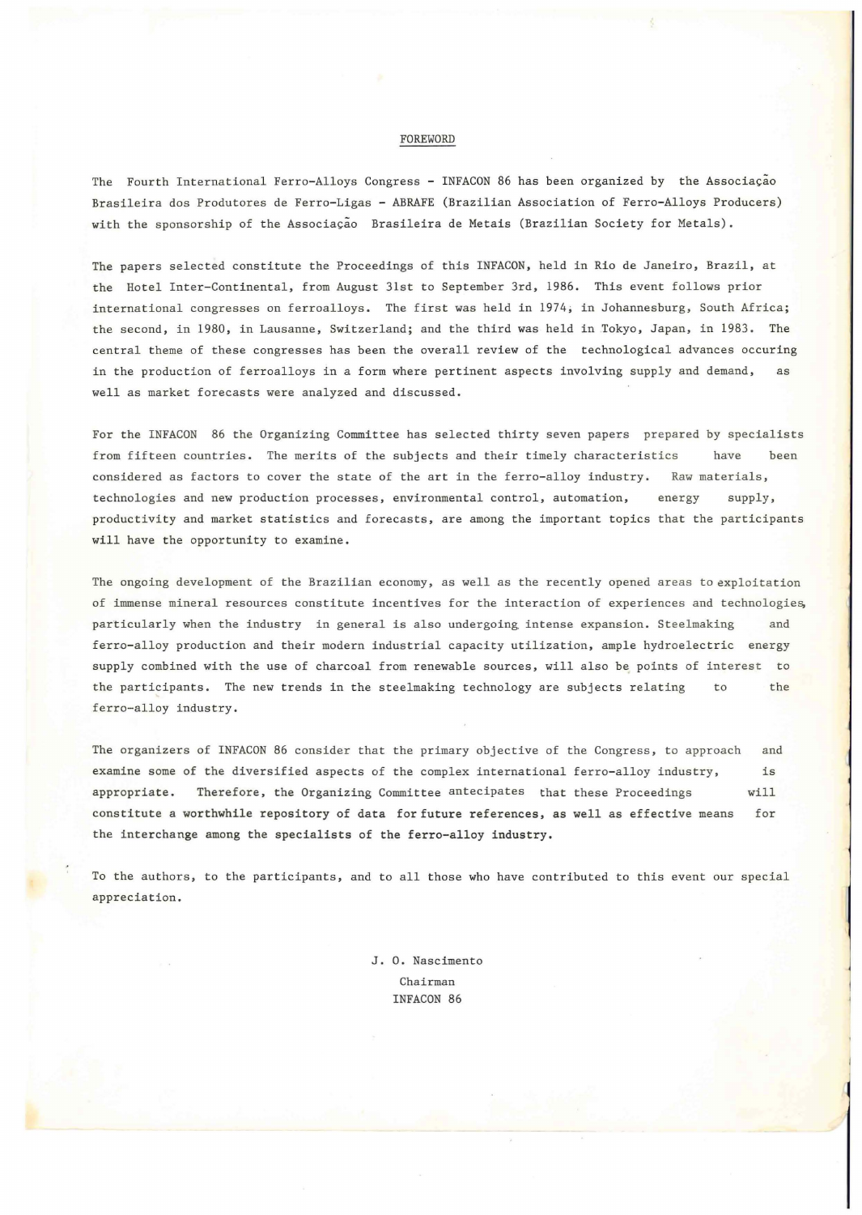## FOREWORD

The Fourth International Ferro-Alloys Congress - INFACON 86 has been organized by the Associação Brasileira dos Produtores de Ferro-Ligas - ABRAFE (Brazilian Association of Ferro-Alloys Producers) with the sponsorship of the Associação Brasileira de Metais (Brazilian Society for Metals).

The papers selected constitute the Proceedings of this INFACON, held in Rio de Janeiro, Brazil, at the Hotel Inter-Continental, from August 31st to September 3rd, 1986. This event follows prior international congresses on ferroalloys. The first was held in 1974, in Johannesburg, South Africa; the second, in 1980, in Lausanne, Switzerland; and the third was held in Tokyo, Japan, in 1983. The central theme of these congresses has been the overall review of the technological advances occuring in the production of ferroalloys in a form where pertinent aspects involving supply and demand, as well as market forecasts were analyzed and discussed.

For the INFACON 86 the Organizing Committee has selected thirty seven papers prepared by specialists from fifteen countries. The merits of the subjects and their timely characteristics have been considered as factors to cover the state of the art in the ferro-alloy industry. Raw materials, technologies and new production processes, environmental control, automation, energy supply, productivity and market statistics and forecasts, are among the important topics that the participants will have the opportunity to examine.

The ongoing development of the Brazilian economy, as well as the recently opened areas to exploitation of immense mineral resources constitute incentives for the interaction of experiences and technologies, particularly when the industry in general is also undergoing intense expansion. Steelmaking and ferro-alloy production and their modern industrial capacity utilization, ample hydroelectric energy supply combined with the use of charcoal from renewable sources, will also be points of interest to the participants. The new trends in the steelmaking technology are subjects relating to the ferro-alloy industry.

The organizers of INFACON 86 consider that the primary objective of the Congress, to approach and examine some of the diversified aspects of the complex international ferro-alloy industry, is appropriate. Therefore, the Organizing Committee antecipates that these Proceedings will constitute a worthwhile repository of data for future references, as well as effective means for the interchange among the specialists of the ferro-alloy industry.

To the authors, to the participants, and to all those who have contributed to this event our special appreciation.

J. O. Nascimento
Chairman
INFACON 86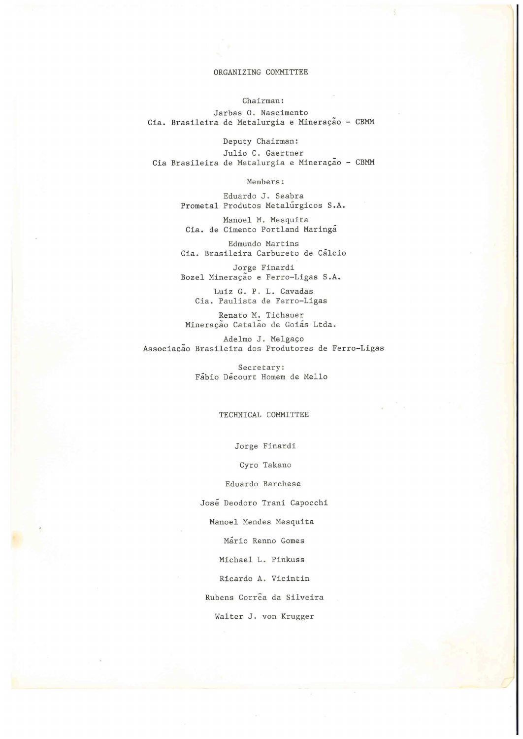## ORGANIZING COMMITTEE

Chairman:
Jarbas O. Nascimento
Cia. Brasileira de Metalurgia e Mineração - CBMM

Deputy Chairman:
Julio C. Gaertner
Cia Brasileira de Metalurgia e Mineração - CBMM

Members:

Eduardo J. Seabra
Prometal Produtos Metalúrgicos S.A.

Manoel M. Mesquita
Cia. de Cimento Portland Maringá

Edmundo Martins
Cia. Brasileira Carbureto de Cálcio

Jorge Finardi
Bozel Mineração e Ferro-Ligas S.A.

Luiz G. P. L. Cavadas
Cia. Paulista de Ferro-Ligas

Renato M. Tichauer
Mineração Catalão de Goiás Ltda.

Adelmo J. Melgaço
Associação Brasileira dos Produtores de Ferro-Ligas

Secretary:
Fábio Décourt Homem de Mello

## TECHNICAL COMMITTEE

Jorge Finardi

Cyro Takano

Eduardo Barchese

José Deodoro Trani Capocchi

Manoel Mendes Mesquita

Mário Renno Gomes

Michael L. Pinkuss

Ricardo A. Vicintin

Rubens Corrêa da Silveira

Walter J. von Krugger